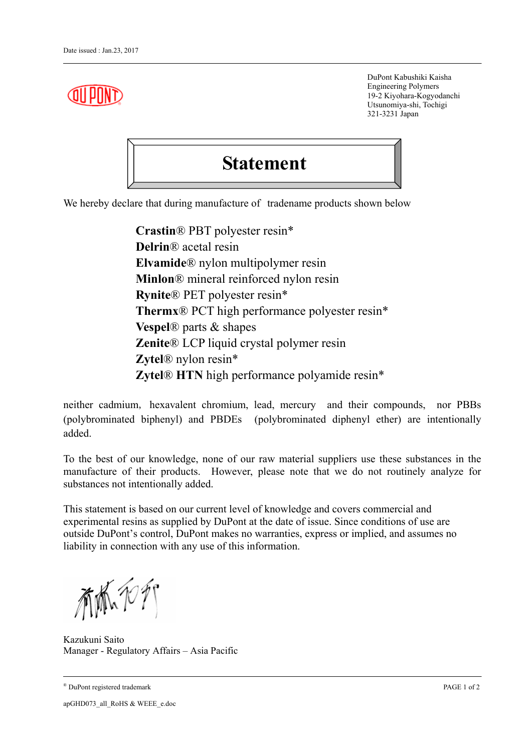Date issued : Jan.23, 2017

DuPont Kabushiki Kaisha
Engineering Polymers
19-2 Kiyohara-Kogyodanchi
Utsunomiya-shi, Tochigi
321-3231 Japan

# Statement

We hereby declare that during manufacture of tradename products shown below

**Crastin**® PBT polyester resin*
**Delrin**® acetal resin
**Elvamide**® nylon multipolymer resin
**Minlon**® mineral reinforced nylon resin
**Rynite**® PET polyester resin*
**Thermx**® PCT high performance polyester resin*
**Vespel**® parts & shapes
**Zenite**® LCP liquid crystal polymer resin
**Zytel**® nylon resin*
**Zytel**® **HTN** high performance polyamide resin*

neither cadmium, hexavalent chromium, lead, mercury and their compounds, nor PBBs (polybrominated biphenyl) and PBDEs (polybrominated diphenyl ether) are intentionally added.

To the best of our knowledge, none of our raw material suppliers use these substances in the manufacture of their products. However, please note that we do not routinely analyze for substances not intentionally added.

This statement is based on our current level of knowledge and covers commercial and experimental resins as supplied by DuPont at the date of issue. Since conditions of use are outside DuPont's control, DuPont makes no warranties, express or implied, and assumes no liability in connection with any use of this information.

Kazukuni Saito
Manager - Regulatory Affairs – Asia Pacific

® DuPont registered trademark

apGHD073_all_RoHS & WEEE_e.doc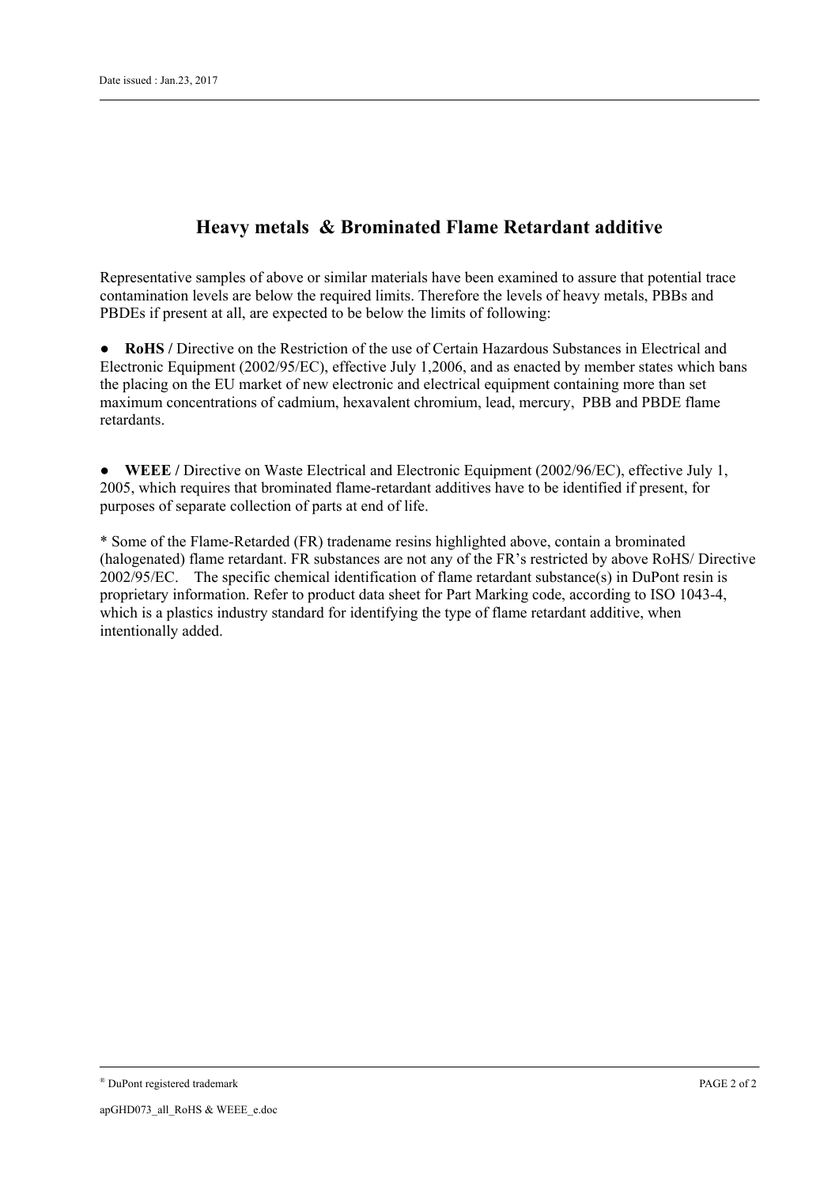## Heavy metals & Brominated Flame Retardant additive

Representative samples of above or similar materials have been examined to assure that potential trace contamination levels are below the required limits. Therefore the levels of heavy metals, PBBs and PBDEs if present at all, are expected to be below the limits of following:

- **RoHS /** Directive on the Restriction of the use of Certain Hazardous Substances in Electrical and Electronic Equipment (2002/95/EC), effective July 1,2006, and as enacted by member states which bans the placing on the EU market of new electronic and electrical equipment containing more than set maximum concentrations of cadmium, hexavalent chromium, lead, mercury, PBB and PBDE flame retardants.

- **WEEE /** Directive on Waste Electrical and Electronic Equipment (2002/96/EC), effective July 1, 2005, which requires that brominated flame-retardant additives have to be identified if present, for purposes of separate collection of parts at end of life.

* Some of the Flame-Retarded (FR) tradename resins highlighted above, contain a brominated (halogenated) flame retardant. FR substances are not any of the FR's restricted by above RoHS/ Directive 2002/95/EC. The specific chemical identification of flame retardant substance(s) in DuPont resin is proprietary information. Refer to product data sheet for Part Marking code, according to ISO 1043-4, which is a plastics industry standard for identifying the type of flame retardant additive, when intentionally added.